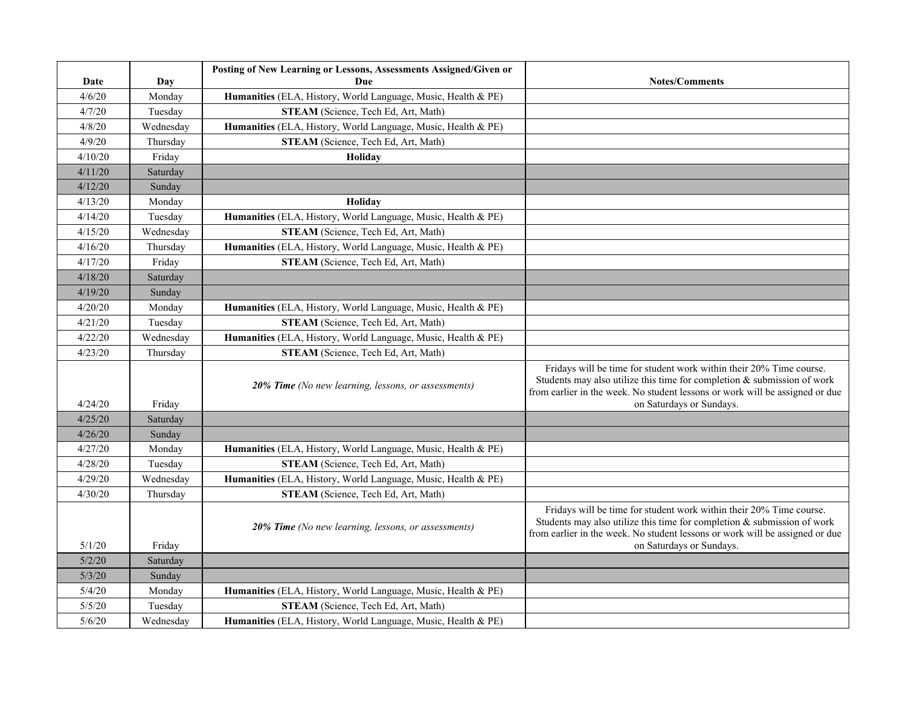| Date | Day | Posting of New Learning or Lessons, Assessments Assigned/Given or Due | Notes/Comments |
|---|---|---|---|
| 4/6/20 | Monday | **Humanities** (ELA, History, World Language, Music, Health & PE) | |
| 4/7/20 | Tuesday | **STEAM** (Science, Tech Ed, Art, Math) | |
| 4/8/20 | Wednesday | **Humanities** (ELA, History, World Language, Music, Health & PE) | |
| 4/9/20 | Thursday | **STEAM** (Science, Tech Ed, Art, Math) | |
| 4/10/20 | Friday | **Holiday** | |
| 4/11/20 | Saturday | | |
| 4/12/20 | Sunday | | |
| 4/13/20 | Monday | **Holiday** | |
| 4/14/20 | Tuesday | **Humanities** (ELA, History, World Language, Music, Health & PE) | |
| 4/15/20 | Wednesday | **STEAM** (Science, Tech Ed, Art, Math) | |
| 4/16/20 | Thursday | **Humanities** (ELA, History, World Language, Music, Health & PE) | |
| 4/17/20 | Friday | **STEAM** (Science, Tech Ed, Art, Math) | |
| 4/18/20 | Saturday | | |
| 4/19/20 | Sunday | | |
| 4/20/20 | Monday | **Humanities** (ELA, History, World Language, Music, Health & PE) | |
| 4/21/20 | Tuesday | **STEAM** (Science, Tech Ed, Art, Math) | |
| 4/22/20 | Wednesday | **Humanities** (ELA, History, World Language, Music, Health & PE) | |
| 4/23/20 | Thursday | **STEAM** (Science, Tech Ed, Art, Math) | |
| 4/24/20 | Friday | ***20% Time*** *(No new learning, lessons, or assessments)* | Fridays will be time for student work within their 20% Time course. Students may also utilize this time for completion & submission of work from earlier in the week. No student lessons or work will be assigned or due on Saturdays or Sundays. |
| 4/25/20 | Saturday | | |
| 4/26/20 | Sunday | | |
| 4/27/20 | Monday | **Humanities** (ELA, History, World Language, Music, Health & PE) | |
| 4/28/20 | Tuesday | **STEAM** (Science, Tech Ed, Art, Math) | |
| 4/29/20 | Wednesday | **Humanities** (ELA, History, World Language, Music, Health & PE) | |
| 4/30/20 | Thursday | **STEAM** (Science, Tech Ed, Art, Math) | |
| 5/1/20 | Friday | ***20% Time*** *(No new learning, lessons, or assessments)* | Fridays will be time for student work within their 20% Time course. Students may also utilize this time for completion & submission of work from earlier in the week. No student lessons or work will be assigned or due on Saturdays or Sundays. |
| 5/2/20 | Saturday | | |
| 5/3/20 | Sunday | | |
| 5/4/20 | Monday | **Humanities** (ELA, History, World Language, Music, Health & PE) | |
| 5/5/20 | Tuesday | **STEAM** (Science, Tech Ed, Art, Math) | |
| 5/6/20 | Wednesday | **Humanities** (ELA, History, World Language, Music, Health & PE) | |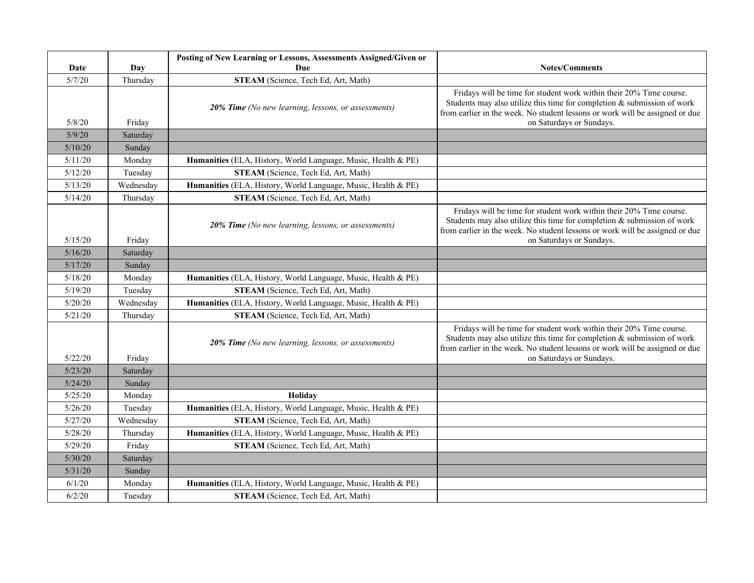| Date | Day | Posting of New Learning or Lessons, Assessments Assigned/Given or Due | Notes/Comments |
|---|---|---|---|
| 5/7/20 | Thursday | **STEAM** (Science, Tech Ed, Art, Math) | |
| 5/8/20 | Friday | ***20% Time*** *(No new learning, lessons, or assessments)* | Fridays will be time for student work within their 20% Time course. Students may also utilize this time for completion & submission of work from earlier in the week. No student lessons or work will be assigned or due on Saturdays or Sundays. |
| 5/9/20 | Saturday | | |
| 5/10/20 | Sunday | | |
| 5/11/20 | Monday | **Humanities** (ELA, History, World Language, Music, Health & PE) | |
| 5/12/20 | Tuesday | **STEAM** (Science, Tech Ed, Art, Math) | |
| 5/13/20 | Wednesday | **Humanities** (ELA, History, World Language, Music, Health & PE) | |
| 5/14/20 | Thursday | **STEAM** (Science, Tech Ed, Art, Math) | |
| 5/15/20 | Friday | ***20% Time*** *(No new learning, lessons, or assessments)* | Fridays will be time for student work within their 20% Time course. Students may also utilize this time for completion & submission of work from earlier in the week. No student lessons or work will be assigned or due on Saturdays or Sundays. |
| 5/16/20 | Saturday | | |
| 5/17/20 | Sunday | | |
| 5/18/20 | Monday | **Humanities** (ELA, History, World Language, Music, Health & PE) | |
| 5/19/20 | Tuesday | **STEAM** (Science, Tech Ed, Art, Math) | |
| 5/20/20 | Wednesday | **Humanities** (ELA, History, World Language, Music, Health & PE) | |
| 5/21/20 | Thursday | **STEAM** (Science, Tech Ed, Art, Math) | |
| 5/22/20 | Friday | ***20% Time*** *(No new learning, lessons, or assessments)* | Fridays will be time for student work within their 20% Time course. Students may also utilize this time for completion & submission of work from earlier in the week. No student lessons or work will be assigned or due on Saturdays or Sundays. |
| 5/23/20 | Saturday | | |
| 5/24/20 | Sunday | | |
| 5/25/20 | Monday | **Holiday** | |
| 5/26/20 | Tuesday | **Humanities** (ELA, History, World Language, Music, Health & PE) | |
| 5/27/20 | Wednesday | **STEAM** (Science, Tech Ed, Art, Math) | |
| 5/28/20 | Thursday | **Humanities** (ELA, History, World Language, Music, Health & PE) | |
| 5/29/20 | Friday | **STEAM** (Science, Tech Ed, Art, Math) | |
| 5/30/20 | Saturday | | |
| 5/31/20 | Sunday | | |
| 6/1/20 | Monday | **Humanities** (ELA, History, World Language, Music, Health & PE) | |
| 6/2/20 | Tuesday | **STEAM** (Science, Tech Ed, Art, Math) | |